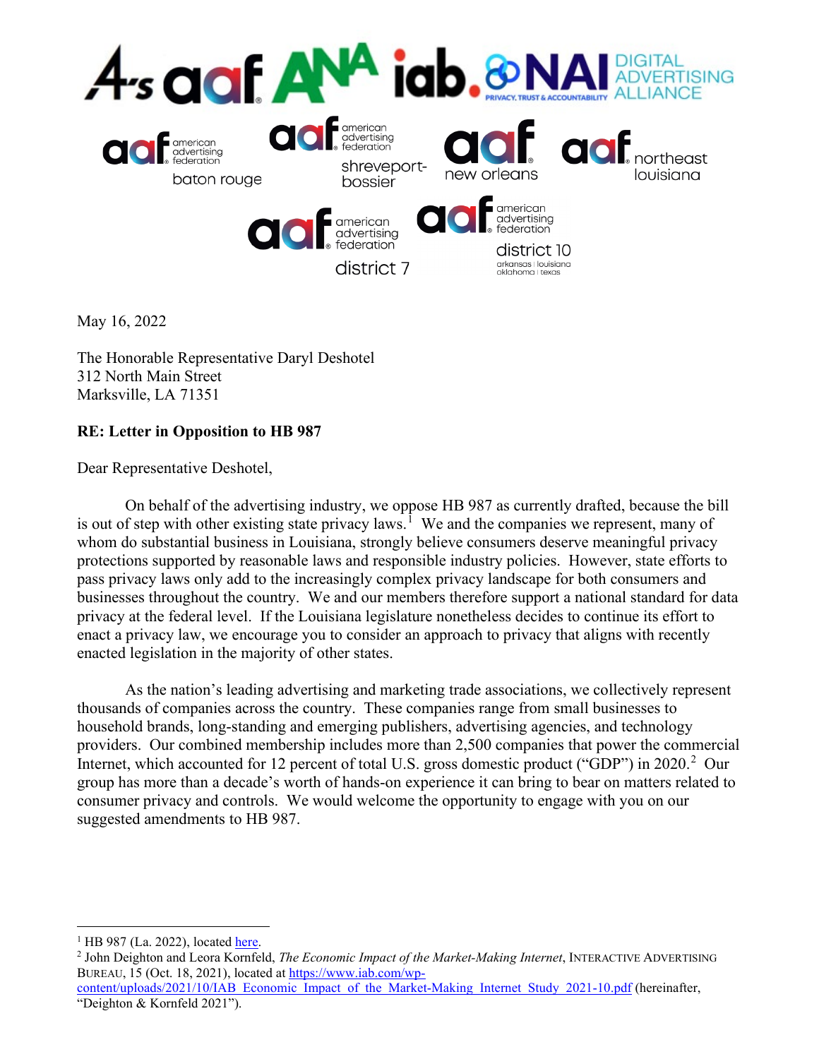May 16, 2022

The Honorable Representative Daryl Deshotel
312 North Main Street
Marksville, LA 71351

**RE: Letter in Opposition to HB 987**

Dear Representative Deshotel,

On behalf of the advertising industry, we oppose HB 987 as currently drafted, because the bill is out of step with other existing state privacy laws.[1] We and the companies we represent, many of whom do substantial business in Louisiana, strongly believe consumers deserve meaningful privacy protections supported by reasonable laws and responsible industry policies. However, state efforts to pass privacy laws only add to the increasingly complex privacy landscape for both consumers and businesses throughout the country. We and our members therefore support a national standard for data privacy at the federal level. If the Louisiana legislature nonetheless decides to continue its effort to enact a privacy law, we encourage you to consider an approach to privacy that aligns with recently enacted legislation in the majority of other states.

As the nation's leading advertising and marketing trade associations, we collectively represent thousands of companies across the country. These companies range from small businesses to household brands, long-standing and emerging publishers, advertising agencies, and technology providers. Our combined membership includes more than 2,500 companies that power the commercial Internet, which accounted for 12 percent of total U.S. gross domestic product ("GDP") in 2020.[2] Our group has more than a decade's worth of hands-on experience it can bring to bear on matters related to consumer privacy and controls. We would welcome the opportunity to engage with you on our suggested amendments to HB 987.

---

[1] HB 987 (La. 2022), located here.

[2] John Deighton and Leora Kornfeld, *The Economic Impact of the Market-Making Internet*, INTERACTIVE ADVERTISING BUREAU, 15 (Oct. 18, 2021), located at https://www.iab.com/wp-content/uploads/2021/10/IAB_Economic_Impact_of_the_Market-Making_Internet_Study_2021-10.pdf (hereinafter, "Deighton & Kornfeld 2021").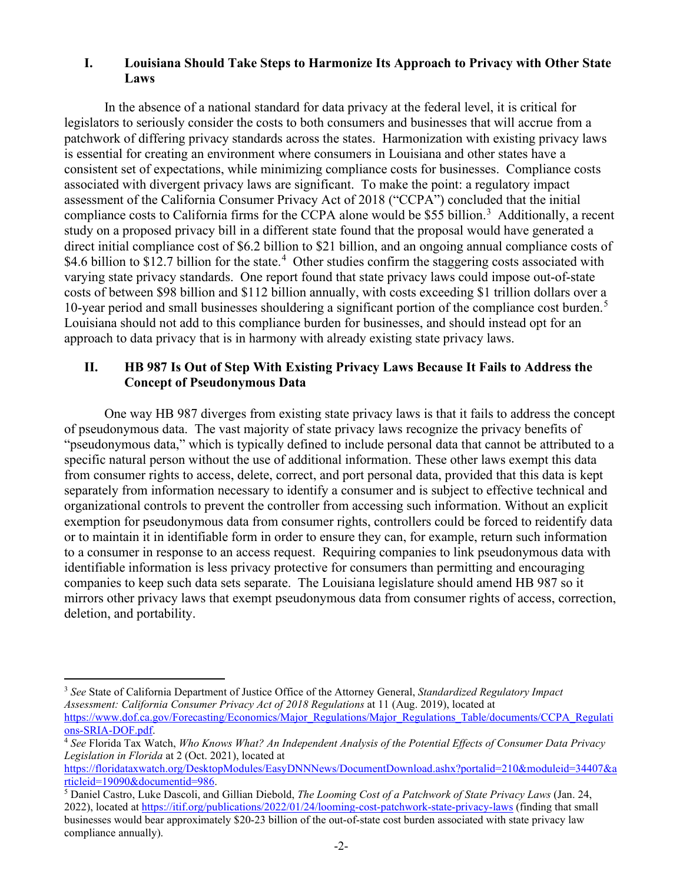## I. Louisiana Should Take Steps to Harmonize Its Approach to Privacy with Other State Laws

In the absence of a national standard for data privacy at the federal level, it is critical for legislators to seriously consider the costs to both consumers and businesses that will accrue from a patchwork of differing privacy standards across the states. Harmonization with existing privacy laws is essential for creating an environment where consumers in Louisiana and other states have a consistent set of expectations, while minimizing compliance costs for businesses. Compliance costs associated with divergent privacy laws are significant. To make the point: a regulatory impact assessment of the California Consumer Privacy Act of 2018 ("CCPA") concluded that the initial compliance costs to California firms for the CCPA alone would be $55 billion.[3] Additionally, a recent study on a proposed privacy bill in a different state found that the proposal would have generated a direct initial compliance cost of $6.2 billion to $21 billion, and an ongoing annual compliance costs of $4.6 billion to $12.7 billion for the state.[4] Other studies confirm the staggering costs associated with varying state privacy standards. One report found that state privacy laws could impose out-of-state costs of between $98 billion and $112 billion annually, with costs exceeding $1 trillion dollars over a 10-year period and small businesses shouldering a significant portion of the compliance cost burden.[5] Louisiana should not add to this compliance burden for businesses, and should instead opt for an approach to data privacy that is in harmony with already existing state privacy laws.

## II. HB 987 Is Out of Step With Existing Privacy Laws Because It Fails to Address the Concept of Pseudonymous Data

One way HB 987 diverges from existing state privacy laws is that it fails to address the concept of pseudonymous data. The vast majority of state privacy laws recognize the privacy benefits of "pseudonymous data," which is typically defined to include personal data that cannot be attributed to a specific natural person without the use of additional information. These other laws exempt this data from consumer rights to access, delete, correct, and port personal data, provided that this data is kept separately from information necessary to identify a consumer and is subject to effective technical and organizational controls to prevent the controller from accessing such information. Without an explicit exemption for pseudonymous data from consumer rights, controllers could be forced to reidentify data or to maintain it in identifiable form in order to ensure they can, for example, return such information to a consumer in response to an access request. Requiring companies to link pseudonymous data with identifiable information is less privacy protective for consumers than permitting and encouraging companies to keep such data sets separate. The Louisiana legislature should amend HB 987 so it mirrors other privacy laws that exempt pseudonymous data from consumer rights of access, correction, deletion, and portability.

---

[3] *See* State of California Department of Justice Office of the Attorney General, *Standardized Regulatory Impact Assessment: California Consumer Privacy Act of 2018 Regulations* at 11 (Aug. 2019), located at https://www.dof.ca.gov/Forecasting/Economics/Major_Regulations/Major_Regulations_Table/documents/CCPA_Regulations-SRIA-DOF.pdf.

[4] *See* Florida Tax Watch, *Who Knows What? An Independent Analysis of the Potential Effects of Consumer Data Privacy Legislation in Florida* at 2 (Oct. 2021), located at https://floridataxwatch.org/DesktopModules/EasyDNNNews/DocumentDownload.ashx?portalid=210&moduleid=34407&articleid=19090&documentid=986.

[5] Daniel Castro, Luke Dascoli, and Gillian Diebold, *The Looming Cost of a Patchwork of State Privacy Laws* (Jan. 24, 2022), located at https://itif.org/publications/2022/01/24/looming-cost-patchwork-state-privacy-laws (finding that small businesses would bear approximately $20-23 billion of the out-of-state cost burden associated with state privacy law compliance annually).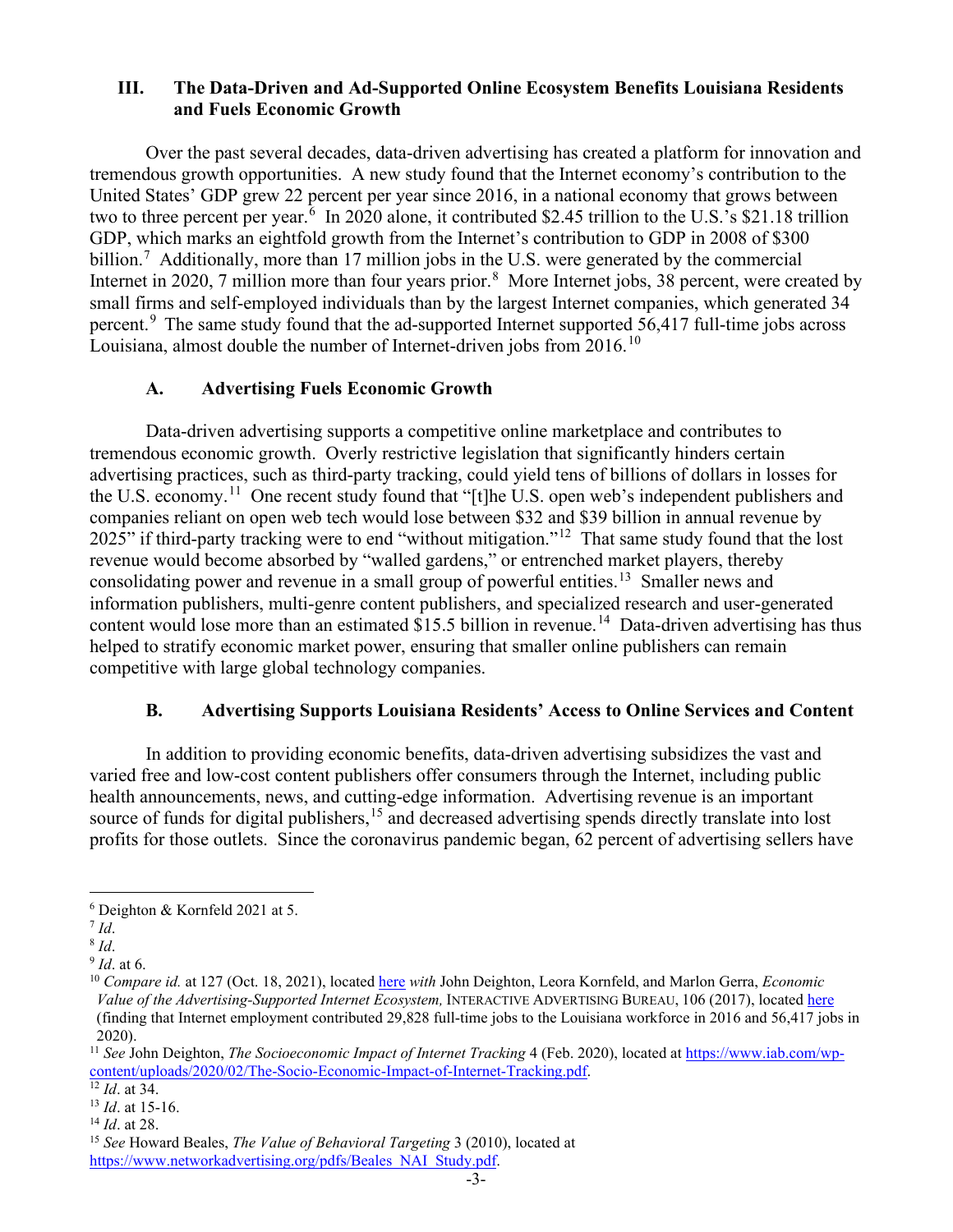## III. The Data-Driven and Ad-Supported Online Ecosystem Benefits Louisiana Residents and Fuels Economic Growth

Over the past several decades, data-driven advertising has created a platform for innovation and tremendous growth opportunities. A new study found that the Internet economy's contribution to the United States' GDP grew 22 percent per year since 2016, in a national economy that grows between two to three percent per year.[6] In 2020 alone, it contributed $2.45 trillion to the U.S.'s $21.18 trillion GDP, which marks an eightfold growth from the Internet's contribution to GDP in 2008 of $300 billion.[7] Additionally, more than 17 million jobs in the U.S. were generated by the commercial Internet in 2020, 7 million more than four years prior.[8] More Internet jobs, 38 percent, were created by small firms and self-employed individuals than by the largest Internet companies, which generated 34 percent.[9] The same study found that the ad-supported Internet supported 56,417 full-time jobs across Louisiana, almost double the number of Internet-driven jobs from 2016.[10]

### A. Advertising Fuels Economic Growth

Data-driven advertising supports a competitive online marketplace and contributes to tremendous economic growth. Overly restrictive legislation that significantly hinders certain advertising practices, such as third-party tracking, could yield tens of billions of dollars in losses for the U.S. economy.[11] One recent study found that "[t]he U.S. open web's independent publishers and companies reliant on open web tech would lose between $32 and $39 billion in annual revenue by 2025" if third-party tracking were to end "without mitigation."[12] That same study found that the lost revenue would become absorbed by "walled gardens," or entrenched market players, thereby consolidating power and revenue in a small group of powerful entities.[13] Smaller news and information publishers, multi-genre content publishers, and specialized research and user-generated content would lose more than an estimated $15.5 billion in revenue.[14] Data-driven advertising has thus helped to stratify economic market power, ensuring that smaller online publishers can remain competitive with large global technology companies.

### B. Advertising Supports Louisiana Residents' Access to Online Services and Content

In addition to providing economic benefits, data-driven advertising subsidizes the vast and varied free and low-cost content publishers offer consumers through the Internet, including public health announcements, news, and cutting-edge information. Advertising revenue is an important source of funds for digital publishers,[15] and decreased advertising spends directly translate into lost profits for those outlets. Since the coronavirus pandemic began, 62 percent of advertising sellers have

---

[6] Deighton & Kornfeld 2021 at 5.

[7] *Id*.

[8] *Id*.

[9] *Id*. at 6.

[10] *Compare id.* at 127 (Oct. 18, 2021), located here *with* John Deighton, Leora Kornfeld, and Marlon Gerra, *Economic Value of the Advertising-Supported Internet Ecosystem,* INTERACTIVE ADVERTISING BUREAU, 106 (2017), located here (finding that Internet employment contributed 29,828 full-time jobs to the Louisiana workforce in 2016 and 56,417 jobs in 2020).

[11] *See* John Deighton, *The Socioeconomic Impact of Internet Tracking* 4 (Feb. 2020), located at https://www.iab.com/wp-content/uploads/2020/02/The-Socio-Economic-Impact-of-Internet-Tracking.pdf.

[12] *Id*. at 34.

[13] *Id*. at 15-16.

[14] *Id*. at 28.

[15] *See* Howard Beales, *The Value of Behavioral Targeting* 3 (2010), located at https://www.networkadvertising.org/pdfs/Beales_NAI_Study.pdf.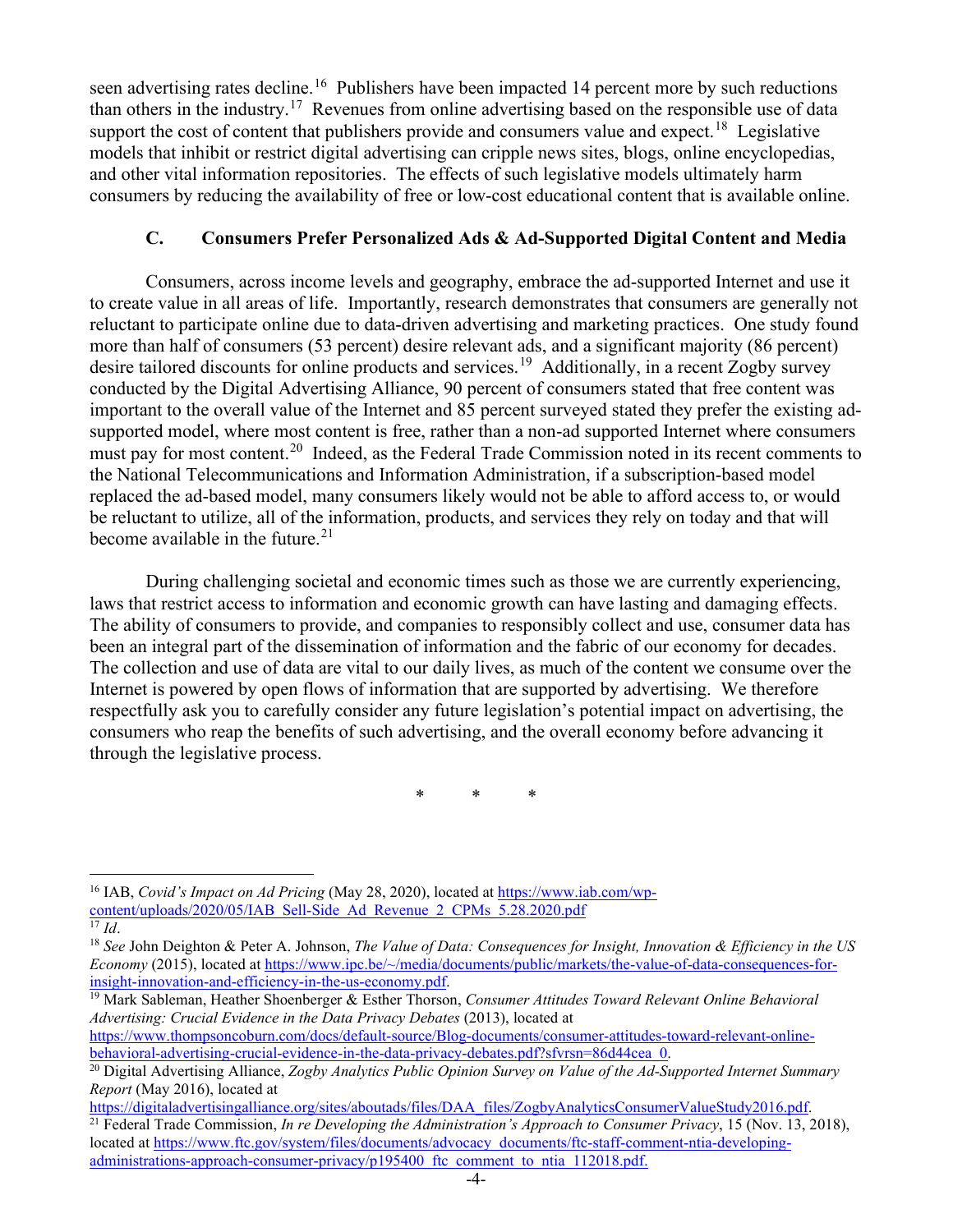seen advertising rates decline.[16] Publishers have been impacted 14 percent more by such reductions than others in the industry.[17] Revenues from online advertising based on the responsible use of data support the cost of content that publishers provide and consumers value and expect.[18] Legislative models that inhibit or restrict digital advertising can cripple news sites, blogs, online encyclopedias, and other vital information repositories. The effects of such legislative models ultimately harm consumers by reducing the availability of free or low-cost educational content that is available online.

### C. Consumers Prefer Personalized Ads & Ad-Supported Digital Content and Media

Consumers, across income levels and geography, embrace the ad-supported Internet and use it to create value in all areas of life. Importantly, research demonstrates that consumers are generally not reluctant to participate online due to data-driven advertising and marketing practices. One study found more than half of consumers (53 percent) desire relevant ads, and a significant majority (86 percent) desire tailored discounts for online products and services.[19] Additionally, in a recent Zogby survey conducted by the Digital Advertising Alliance, 90 percent of consumers stated that free content was important to the overall value of the Internet and 85 percent surveyed stated they prefer the existing ad-supported model, where most content is free, rather than a non-ad supported Internet where consumers must pay for most content.[20] Indeed, as the Federal Trade Commission noted in its recent comments to the National Telecommunications and Information Administration, if a subscription-based model replaced the ad-based model, many consumers likely would not be able to afford access to, or would be reluctant to utilize, all of the information, products, and services they rely on today and that will become available in the future.[21]

During challenging societal and economic times such as those we are currently experiencing, laws that restrict access to information and economic growth can have lasting and damaging effects. The ability of consumers to provide, and companies to responsibly collect and use, consumer data has been an integral part of the dissemination of information and the fabric of our economy for decades. The collection and use of data are vital to our daily lives, as much of the content we consume over the Internet is powered by open flows of information that are supported by advertising. We therefore respectfully ask you to carefully consider any future legislation's potential impact on advertising, the consumers who reap the benefits of such advertising, and the overall economy before advancing it through the legislative process.

\*   \*   \*

---

[16] IAB, *Covid's Impact on Ad Pricing* (May 28, 2020), located at https://www.iab.com/wp-content/uploads/2020/05/IAB_Sell-Side_Ad_Revenue_2_CPMs_5.28.2020.pdf

[17] *Id*.

[18] *See* John Deighton & Peter A. Johnson, *The Value of Data: Consequences for Insight, Innovation & Efficiency in the US Economy* (2015), located at https://www.ipc.be/~/media/documents/public/markets/the-value-of-data-consequences-for-insight-innovation-and-efficiency-in-the-us-economy.pdf.

[19] Mark Sableman, Heather Shoenberger & Esther Thorson, *Consumer Attitudes Toward Relevant Online Behavioral Advertising: Crucial Evidence in the Data Privacy Debates* (2013), located at https://www.thompsoncoburn.com/docs/default-source/Blog-documents/consumer-attitudes-toward-relevant-online-behavioral-advertising-crucial-evidence-in-the-data-privacy-debates.pdf?sfvrsn=86d44cea_0.

[20] Digital Advertising Alliance, *Zogby Analytics Public Opinion Survey on Value of the Ad-Supported Internet Summary Report* (May 2016), located at https://digitaladvertisingalliance.org/sites/aboutads/files/DAA_files/ZogbyAnalyticsConsumerValueStudy2016.pdf.

[21] Federal Trade Commission, *In re Developing the Administration's Approach to Consumer Privacy*, 15 (Nov. 13, 2018), located at https://www.ftc.gov/system/files/documents/advocacy_documents/ftc-staff-comment-ntia-developing-administrations-approach-consumer-privacy/p195400_ftc_comment_to_ntia_112018.pdf.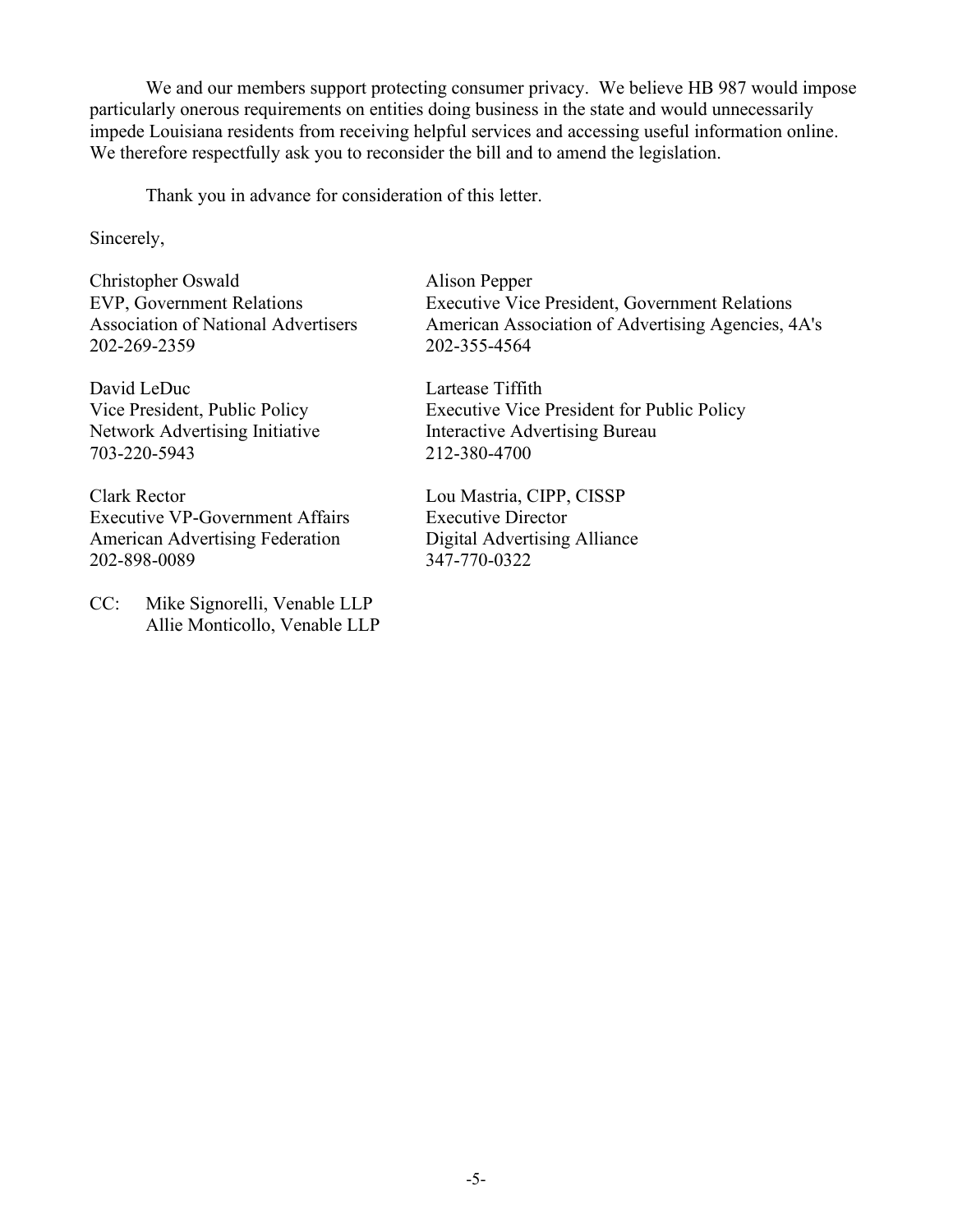We and our members support protecting consumer privacy. We believe HB 987 would impose particularly onerous requirements on entities doing business in the state and would unnecessarily impede Louisiana residents from receiving helpful services and accessing useful information online. We therefore respectfully ask you to reconsider the bill and to amend the legislation.

Thank you in advance for consideration of this letter.

Sincerely,

Christopher Oswald
EVP, Government Relations
Association of National Advertisers
202-269-2359

Alison Pepper
Executive Vice President, Government Relations
American Association of Advertising Agencies, 4A's
202-355-4564

David LeDuc
Vice President, Public Policy
Network Advertising Initiative
703-220-5943

Lartease Tiffith
Executive Vice President for Public Policy
Interactive Advertising Bureau
212-380-4700

Clark Rector
Executive VP-Government Affairs
American Advertising Federation
202-898-0089

Lou Mastria, CIPP, CISSP
Executive Director
Digital Advertising Alliance
347-770-0322

CC: Mike Signorelli, Venable LLP
Allie Monticollo, Venable LLP